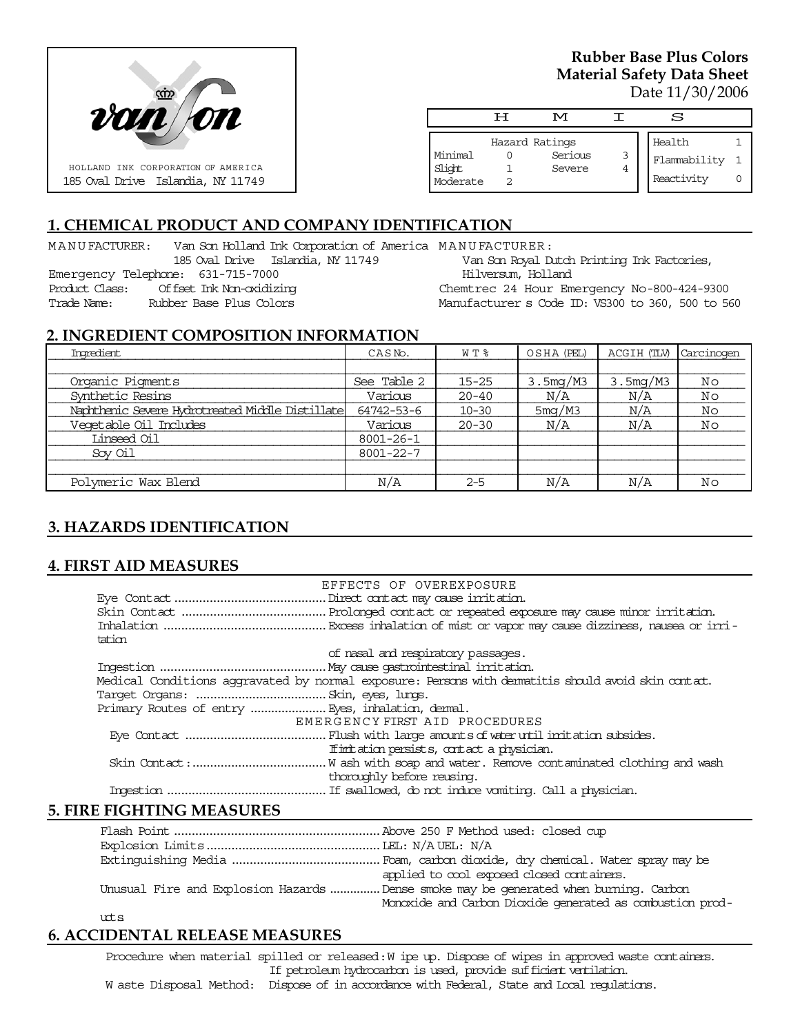van son

HOLLAND INK CORPORATION OF AMERICA
185 Oval Drive Islandia, NY 11749

**Rubber Base Plus Colors**
**Material Safety Data Sheet**
Date 11/30/2006

| H | M | I | S |
|---|---|---|---|

| Hazard Ratings | | | |
|---|---|---|---|
| Minimal | 0 | Serious | 3 |
| Slight | 1 | Severe | 4 |
| Moderate | 2 | | |

| | |
|---|---|
| Health | 1 |
| Flammability | 1 |
| Reactivity | 0 |

## 1. CHEMICAL PRODUCT AND COMPANY IDENTIFICATION

MANUFACTURER: Van Son Holland Ink Corporation of America
185 Oval Drive Islandia, NY 11749
Emergency Telephone: 631-715-7000
Product Class: Offset Ink Non-oxidizing
Trade Name: Rubber Base Plus Colors

MANUFACTURER:
Van Son Royal Dutch Printing Ink Factories,
Hilversum, Holland
Chemtrec 24 Hour Emergency No-800-424-9300
Manufacturer s Code ID: VS300 to 360, 500 to 560

## 2. INGREDIENT COMPOSITION INFORMATION

| Ingredient | CAS No. | WT % | OSHA (PEL) | ACGIH (TLV) | Carcinogen |
|---|---|---|---|---|---|
| Organic Pigments | See Table 2 | 15-25 | 3.5mg/M3 | 3.5mg/M3 | No |
| Synthetic Resins | Various | 20-40 | N/A | N/A | No |
| Naphthenic Severe Hydrotreated Middle Distillate | 64742-53-6 | 10-30 | 5mg/M3 | N/A | No |
| Vegetable Oil Includes | Various | 20-30 | N/A | N/A | No |
| Linseed Oil | 8001-26-1 | | | | |
| Soy Oil | 8001-22-7 | | | | |
| Polymeric Wax Blend | N/A | 2-5 | N/A | N/A | No |

## 3. HAZARDS IDENTIFICATION

## 4. FIRST AID MEASURES

EFFECTS OF OVEREXPOSURE

Eye Contact .......... Direct contact may cause irritation.
Skin Contact .......... Prolonged contact or repeated exposure may cause minor irritation.
Inhalation .......... Excess inhalation of mist or vapor may cause dizziness, nausea or irritation of nasal and respiratory passages.
Ingestion .......... May cause gastrointestinal irritation.
Medical Conditions aggravated by normal exposure: Persons with dermatitis should avoid skin contact.
Target Organs: .......... Skin, eyes, lungs.
Primary Routes of entry .......... Eyes, inhalation, dermal.

EMERGENCY FIRST AID PROCEDURES

Eye Contact .......... Flush with large amounts of water until irritation subsides. If irritation persists, contact a physician.
Skin Contact: .......... Wash with soap and water. Remove contaminated clothing and wash thoroughly before reusing.
Ingestion .......... If swallowed, do not induce vomiting. Call a physician.

## 5. FIRE FIGHTING MEASURES

Flash Point .......... Above 250 F Method used: closed cup
Explosion Limits .......... LEL: N/A UEL: N/A
Extinguishing Media .......... Foam, carbon dioxide, dry chemical. Water spray may be applied to cool exposed closed containers.
Unusual Fire and Explosion Hazards .......... Dense smoke may be generated when burning. Carbon Monoxide and Carbon Dioxide generated as combustion products

## 6. ACCIDENTAL RELEASE MEASURES

Procedure when material spilled or released: Wipe up. Dispose of wipes in approved waste containers. If petroleum hydrocarbon is used, provide sufficient ventilation.
Waste Disposal Method: Dispose of in accordance with Federal, State and Local regulations.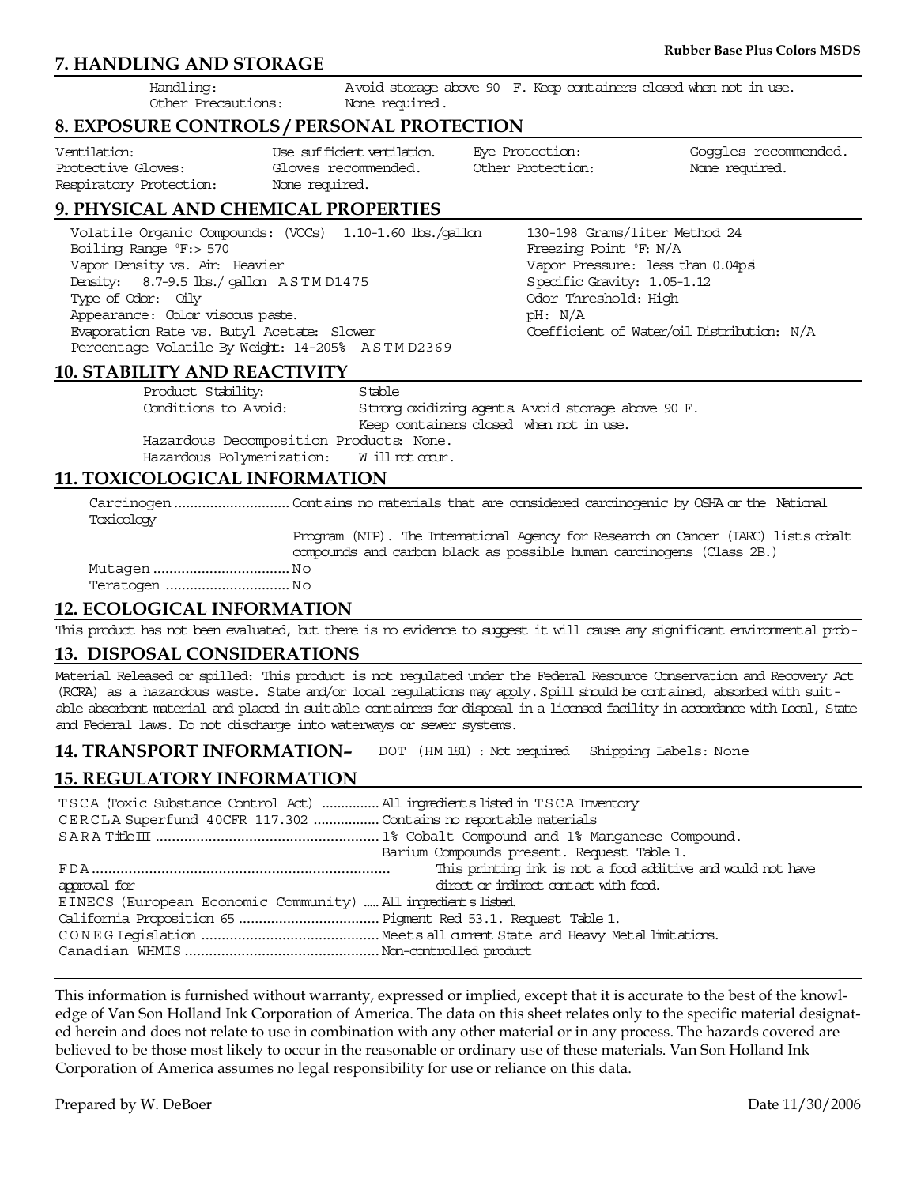## 7. HANDLING AND STORAGE

Handling: Avoid storage above 90 F. Keep containers closed when not in use.
Other Precautions: None required.

## 8. EXPOSURE CONTROLS / PERSONAL PROTECTION

| | | | |
|---|---|---|---|
| Ventilation: | Use sufficient ventilation. | Eye Protection: | Goggles recommended. |
| Protective Gloves: | Gloves recommended. | Other Protection: | None required. |
| Respiratory Protection: | None required. | | |

## 9. PHYSICAL AND CHEMICAL PROPERTIES

Volatile Organic Compounds: (VOCs) 1.10-1.60 lbs./gallon
130-198 Grams/liter Method 24
Boiling Range °F:> 570
Freezing Point °F: N/A
Vapor Density vs. Air: Heavier
Vapor Pressure: less than 0.04psi
Density: 8.7-9.5 lbs./ gallon ASTM D1475
Specific Gravity: 1.05-1.12
Type of Odor: Oily
Odor Threshold: High
Appearance: Color viscous paste.
pH: N/A
Evaporation Rate vs. Butyl Acetate: Slower
Coefficient of Water/oil Distribution: N/A
Percentage Volatile By Weight: 14-205% ASTM D2369

## 10. STABILITY AND REACTIVITY

Product Stability: Stable
Conditions to Avoid: Strong oxidizing agents. Avoid storage above 90 F. Keep containers closed when not in use.
Hazardous Decomposition Products: None.
Hazardous Polymerization: Will not occur.

## 11. TOXICOLOGICAL INFORMATION

Carcinogen ............................ Contains no materials that are considered carcinogenic by OSHA or the National Toxicology Program (NTP). The International Agency for Research on Cancer (IARC) lists cobalt compounds and carbon black as possible human carcinogens (Class 2B.)
Mutagen ................................. No
Teratogen .............................. No

## 12. ECOLOGICAL INFORMATION

This product has not been evaluated, but there is no evidence to suggest it will cause any significant environmental prob-

## 13. DISPOSAL CONSIDERATIONS

Material Released or spilled: This product is not regulated under the Federal Resource Conservation and Recovery Act (RCRA) as a hazardous waste. State and/or local regulations may apply. Spill should be contained, absorbed with suitable absorbent material and placed in suitable containers for disposal in a licensed facility in accordance with Local, State and Federal laws. Do not discharge into waterways or sewer systems.

## 14. TRANSPORT INFORMATION– DOT (HM 181) : Not required Shipping Labels: None

## 15. REGULATORY INFORMATION

TSCA (Toxic Substance Control Act) ............... All ingredients listed in TSCA Inventory
CERCLA Superfund 40CFR 117.302 ................ Contains no reportable materials
SARA Title III ........................................................ 1% Cobalt Compound and 1% Manganese Compound. Barium Compounds present. Request Table 1.
FDA ........................................................................ This printing ink is not a food additive and would not have approval for direct or indirect contact with food.
EINECS (European Economic Community) ..... All ingredients listed.
California Proposition 65 .................................. Pigment Red 53.1. Request Table 1.
CONEG Legislation ............................................ Meets all current State and Heavy Metal limitations.
Canadian WHMIS ................................................ Non-controlled product

This information is furnished without warranty, expressed or implied, except that it is accurate to the best of the knowledge of Van Son Holland Ink Corporation of America. The data on this sheet relates only to the specific material designated herein and does not relate to use in combination with any other material or in any process. The hazards covered are believed to be those most likely to occur in the reasonable or ordinary use of these materials. Van Son Holland Ink Corporation of America assumes no legal responsibility for use or reliance on this data.

Prepared by W. DeBoer

Date 11/30/2006